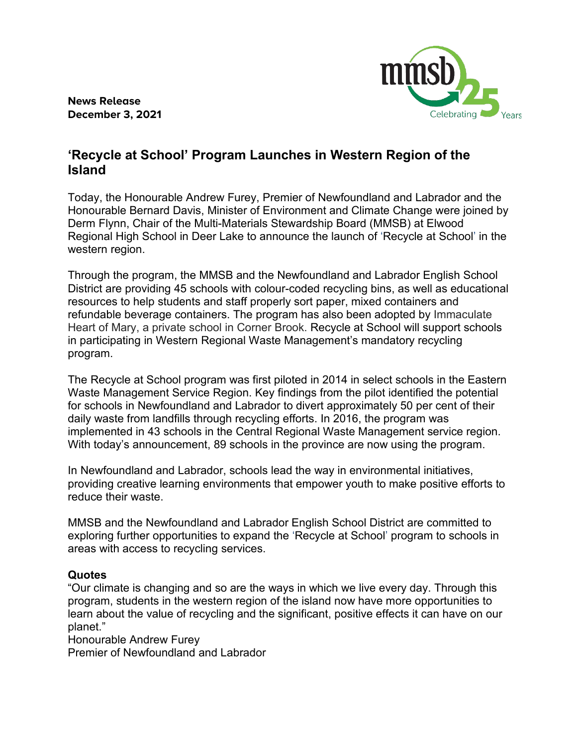**News Release**
**December 3, 2021**

# ‘Recycle at School’ Program Launches in Western Region of the Island

Today, the Honourable Andrew Furey, Premier of Newfoundland and Labrador and the Honourable Bernard Davis, Minister of Environment and Climate Change were joined by Derm Flynn, Chair of the Multi-Materials Stewardship Board (MMSB) at Elwood Regional High School in Deer Lake to announce the launch of ‘Recycle at School’ in the western region.

Through the program, the MMSB and the Newfoundland and Labrador English School District are providing 45 schools with colour-coded recycling bins, as well as educational resources to help students and staff properly sort paper, mixed containers and refundable beverage containers. The program has also been adopted by Immaculate Heart of Mary, a private school in Corner Brook. Recycle at School will support schools in participating in Western Regional Waste Management’s mandatory recycling program.

The Recycle at School program was first piloted in 2014 in select schools in the Eastern Waste Management Service Region. Key findings from the pilot identified the potential for schools in Newfoundland and Labrador to divert approximately 50 per cent of their daily waste from landfills through recycling efforts. In 2016, the program was implemented in 43 schools in the Central Regional Waste Management service region. With today’s announcement, 89 schools in the province are now using the program.

In Newfoundland and Labrador, schools lead the way in environmental initiatives, providing creative learning environments that empower youth to make positive efforts to reduce their waste.

MMSB and the Newfoundland and Labrador English School District are committed to exploring further opportunities to expand the ‘Recycle at School’ program to schools in areas with access to recycling services.

**Quotes**

“Our climate is changing and so are the ways in which we live every day. Through this program, students in the western region of the island now have more opportunities to learn about the value of recycling and the significant, positive effects it can have on our planet.”
Honourable Andrew Furey
Premier of Newfoundland and Labrador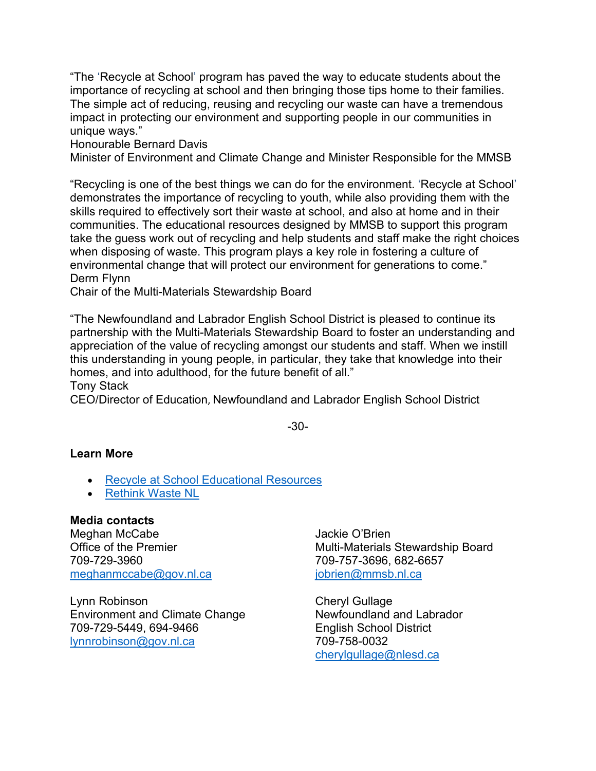"The 'Recycle at School' program has paved the way to educate students about the importance of recycling at school and then bringing those tips home to their families. The simple act of reducing, reusing and recycling our waste can have a tremendous impact in protecting our environment and supporting people in our communities in unique ways."
Honourable Bernard Davis
Minister of Environment and Climate Change and Minister Responsible for the MMSB

"Recycling is one of the best things we can do for the environment. 'Recycle at School' demonstrates the importance of recycling to youth, while also providing them with the skills required to effectively sort their waste at school, and also at home and in their communities. The educational resources designed by MMSB to support this program take the guess work out of recycling and help students and staff make the right choices when disposing of waste. This program plays a key role in fostering a culture of environmental change that will protect our environment for generations to come."
Derm Flynn
Chair of the Multi-Materials Stewardship Board

"The Newfoundland and Labrador English School District is pleased to continue its partnership with the Multi-Materials Stewardship Board to foster an understanding and appreciation of the value of recycling amongst our students and staff. When we instill this understanding in young people, in particular, they take that knowledge into their homes, and into adulthood, for the future benefit of all."
Tony Stack
CEO/Director of Education, Newfoundland and Labrador English School District

-30-

**Learn More**

- Recycle at School Educational Resources
- Rethink Waste NL

**Media contacts**

Meghan McCabe
Office of the Premier
709-729-3960
meghanmccabe@gov.nl.ca

Lynn Robinson
Environment and Climate Change
709-729-5449, 694-9466
lynnrobinson@gov.nl.ca

Jackie O'Brien
Multi-Materials Stewardship Board
709-757-3696, 682-6657
jobrien@mmsb.nl.ca

Cheryl Gullage
Newfoundland and Labrador
English School District
709-758-0032
cherylgullage@nlesd.ca